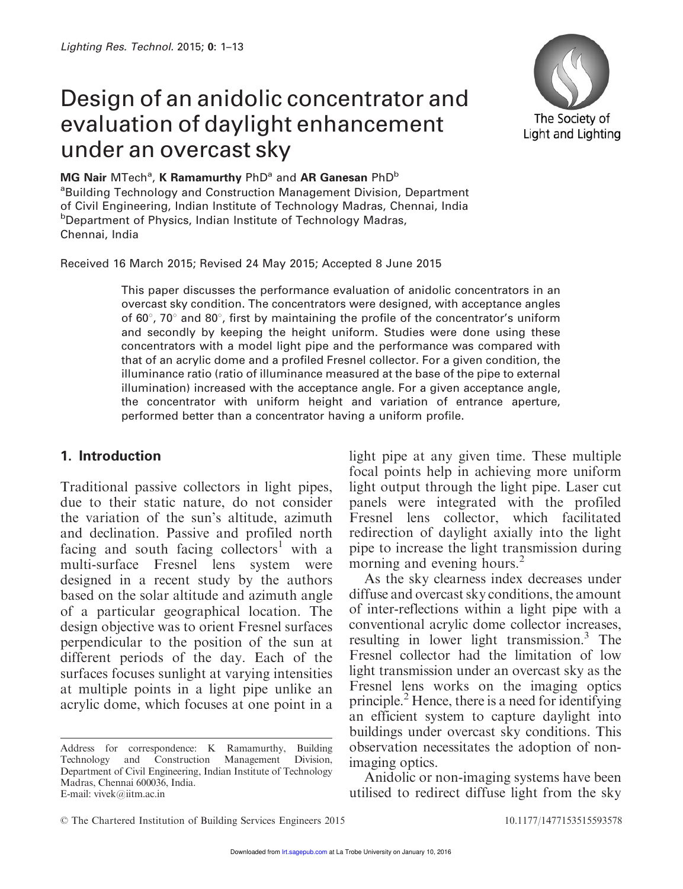# Design of an anidolic concentrator and evaluation of daylight enhancement under an overcast sky

**MG Nair** MTech[a], **K Ramamurthy** PhD[a] and **AR Ganesan** PhD[b]
[a]Building Technology and Construction Management Division, Department of Civil Engineering, Indian Institute of Technology Madras, Chennai, India
[b]Department of Physics, Indian Institute of Technology Madras, Chennai, India

Received 16 March 2015; Revised 24 May 2015; Accepted 8 June 2015

This paper discusses the performance evaluation of anidolic concentrators in an overcast sky condition. The concentrators were designed, with acceptance angles of 60°, 70° and 80°, first by maintaining the profile of the concentrator's uniform and secondly by keeping the height uniform. Studies were done using these concentrators with a model light pipe and the performance was compared with that of an acrylic dome and a profiled Fresnel collector. For a given condition, the illuminance ratio (ratio of illuminance measured at the base of the pipe to external illumination) increased with the acceptance angle. For a given acceptance angle, the concentrator with uniform height and variation of entrance aperture, performed better than a concentrator having a uniform profile.

## 1. Introduction

Traditional passive collectors in light pipes, due to their static nature, do not consider the variation of the sun's altitude, azimuth and declination. Passive and profiled north facing and south facing collectors[1] with a multi-surface Fresnel lens system were designed in a recent study by the authors based on the solar altitude and azimuth angle of a particular geographical location. The design objective was to orient Fresnel surfaces perpendicular to the position of the sun at different periods of the day. Each of the surfaces focuses sunlight at varying intensities at multiple points in a light pipe unlike an acrylic dome, which focuses at one point in a light pipe at any given time. These multiple focal points help in achieving more uniform light output through the light pipe. Laser cut panels were integrated with the profiled Fresnel lens collector, which facilitated redirection of daylight axially into the light pipe to increase the light transmission during morning and evening hours.[2]

As the sky clearness index decreases under diffuse and overcast sky conditions, the amount of inter-reflections within a light pipe with a conventional acrylic dome collector increases, resulting in lower light transmission.[3] The Fresnel collector had the limitation of low light transmission under an overcast sky as the Fresnel lens works on the imaging optics principle.[2] Hence, there is a need for identifying an efficient system to capture daylight into buildings under overcast sky conditions. This observation necessitates the adoption of non-imaging optics.

Anidolic or non-imaging systems have been utilised to redirect diffuse light from the sky

Address for correspondence: K Ramamurthy, Building Technology and Construction Management Division, Department of Civil Engineering, Indian Institute of Technology Madras, Chennai 600036, India.
E-mail: vivek@iitm.ac.in

© The Chartered Institution of Building Services Engineers 2015 10.1177/1477153515593578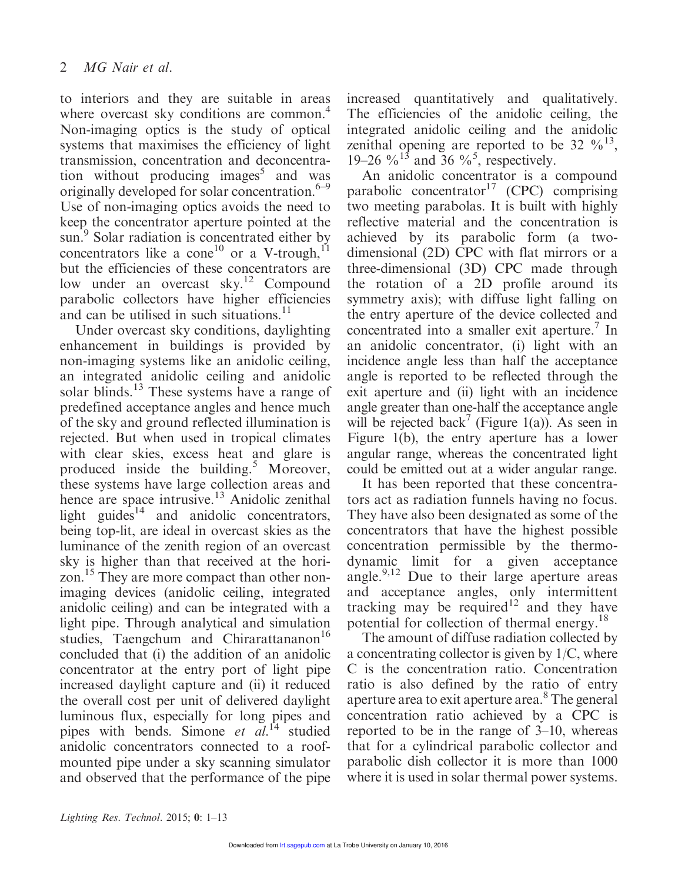to interiors and they are suitable in areas where overcast sky conditions are common.[4] Non-imaging optics is the study of optical systems that maximises the efficiency of light transmission, concentration and deconcentration without producing images[5] and was originally developed for solar concentration.[6–9] Use of non-imaging optics avoids the need to keep the concentrator aperture pointed at the sun.[9] Solar radiation is concentrated either by concentrators like a cone[10] or a V-trough,[11] but the efficiencies of these concentrators are low under an overcast sky.[12] Compound parabolic collectors have higher efficiencies and can be utilised in such situations.[11]

Under overcast sky conditions, daylighting enhancement in buildings is provided by non-imaging systems like an anidolic ceiling, an integrated anidolic ceiling and anidolic solar blinds.[13] These systems have a range of predefined acceptance angles and hence much of the sky and ground reflected illumination is rejected. But when used in tropical climates with clear skies, excess heat and glare is produced inside the building.[5] Moreover, these systems have large collection areas and hence are space intrusive.[13] Anidolic zenithal light guides[14] and anidolic concentrators, being top-lit, are ideal in overcast skies as the luminance of the zenith region of an overcast sky is higher than that received at the horizon.[15] They are more compact than other non-imaging devices (anidolic ceiling, integrated anidolic ceiling) and can be integrated with a light pipe. Through analytical and simulation studies, Taengchum and Chirarattananon[16] concluded that (i) the addition of an anidolic concentrator at the entry port of light pipe increased daylight capture and (ii) it reduced the overall cost per unit of delivered daylight luminous flux, especially for long pipes and pipes with bends. Simone *et al.*[14] studied anidolic concentrators connected to a roof-mounted pipe under a sky scanning simulator and observed that the performance of the pipe increased quantitatively and qualitatively. The efficiencies of the anidolic ceiling, the integrated anidolic ceiling and the anidolic zenithal opening are reported to be 32 %[13], 19–26 %[13] and 36 %[5], respectively.

An anidolic concentrator is a compound parabolic concentrator[17] (CPC) comprising two meeting parabolas. It is built with highly reflective material and the concentration is achieved by its parabolic form (a two-dimensional (2D) CPC with flat mirrors or a three-dimensional (3D) CPC made through the rotation of a 2D profile around its symmetry axis); with diffuse light falling on the entry aperture of the device collected and concentrated into a smaller exit aperture.[7] In an anidolic concentrator, (i) light with an incidence angle less than half the acceptance angle is reported to be reflected through the exit aperture and (ii) light with an incidence angle greater than one-half the acceptance angle will be rejected back[7] (Figure 1(a)). As seen in Figure 1(b), the entry aperture has a lower angular range, whereas the concentrated light could be emitted out at a wider angular range.

It has been reported that these concentrators act as radiation funnels having no focus. They have also been designated as some of the concentrators that have the highest possible concentration permissible by the thermodynamic limit for a given acceptance angle.[9,12] Due to their large aperture areas and acceptance angles, only intermittent tracking may be required[12] and they have potential for collection of thermal energy.[18]

The amount of diffuse radiation collected by a concentrating collector is given by $1/C$, where $C$ is the concentration ratio. Concentration ratio is also defined by the ratio of entry aperture area to exit aperture area.[8] The general concentration ratio achieved by a CPC is reported to be in the range of 3–10, whereas that for a cylindrical parabolic collector and parabolic dish collector it is more than 1000 where it is used in solar thermal power systems.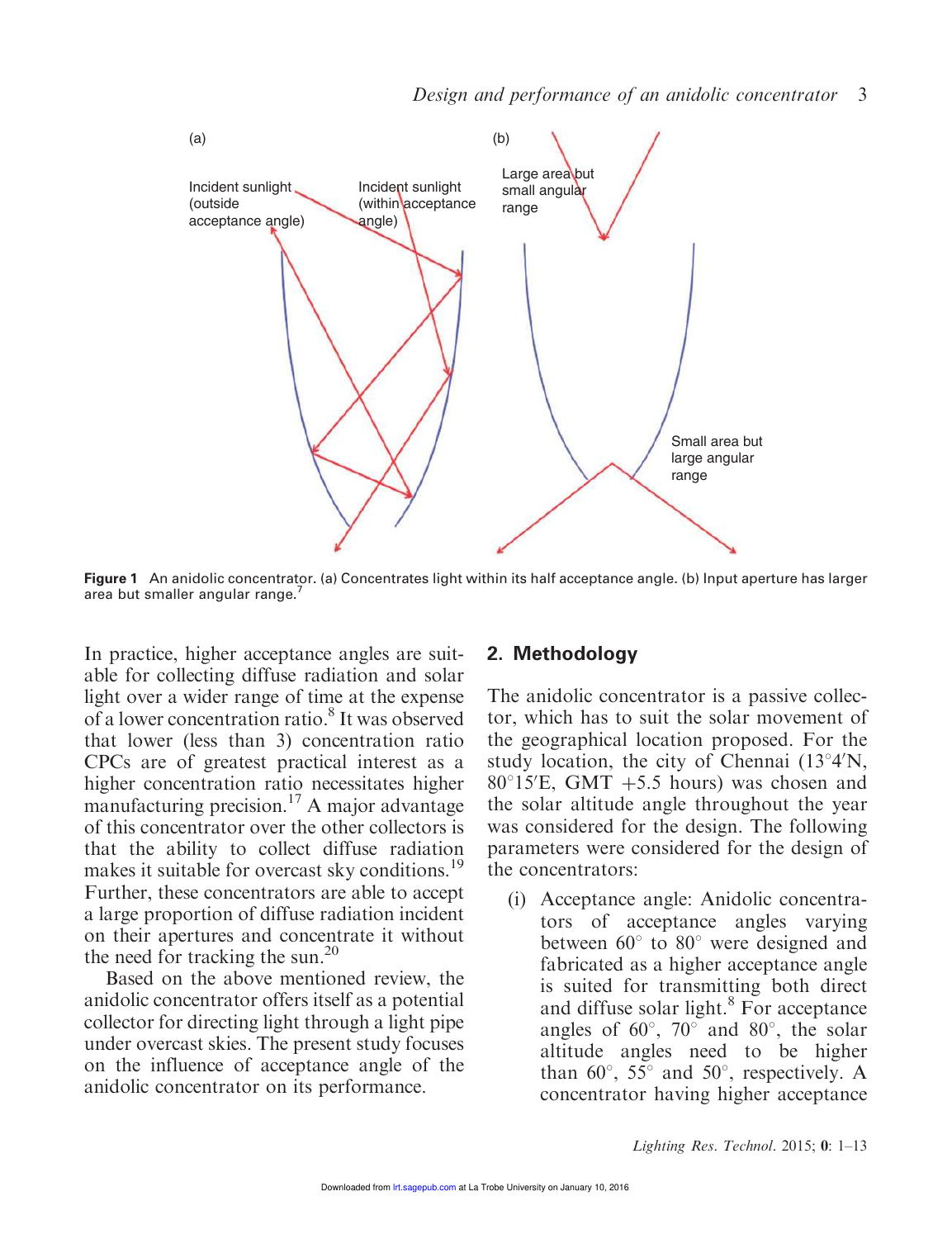Figure 1 An anidolic concentrator. (a) Concentrates light within its half acceptance angle. (b) Input aperture has larger area but smaller angular range.[7]

In practice, higher acceptance angles are suitable for collecting diffuse radiation and solar light over a wider range of time at the expense of a lower concentration ratio.[8] It was observed that lower (less than 3) concentration ratio CPCs are of greatest practical interest as a higher concentration ratio necessitates higher manufacturing precision.[17] A major advantage of this concentrator over the other collectors is that the ability to collect diffuse radiation makes it suitable for overcast sky conditions.[19] Further, these concentrators are able to accept a large proportion of diffuse radiation incident on their apertures and concentrate it without the need for tracking the sun.[20]

Based on the above mentioned review, the anidolic concentrator offers itself as a potential collector for directing light through a light pipe under overcast skies. The present study focuses on the influence of acceptance angle of the anidolic concentrator on its performance.

## 2. Methodology

The anidolic concentrator is a passive collector, which has to suit the solar movement of the geographical location proposed. For the study location, the city of Chennai (13°4′N, 80°15′E, GMT +5.5 hours) was chosen and the solar altitude angle throughout the year was considered for the design. The following parameters were considered for the design of the concentrators:

(i) Acceptance angle: Anidolic concentrators of acceptance angles varying between 60° to 80° were designed and fabricated as a higher acceptance angle is suited for transmitting both direct and diffuse solar light.[8] For acceptance angles of 60°, 70° and 80°, the solar altitude angles need to be higher than 60°, 55° and 50°, respectively. A concentrator having higher acceptance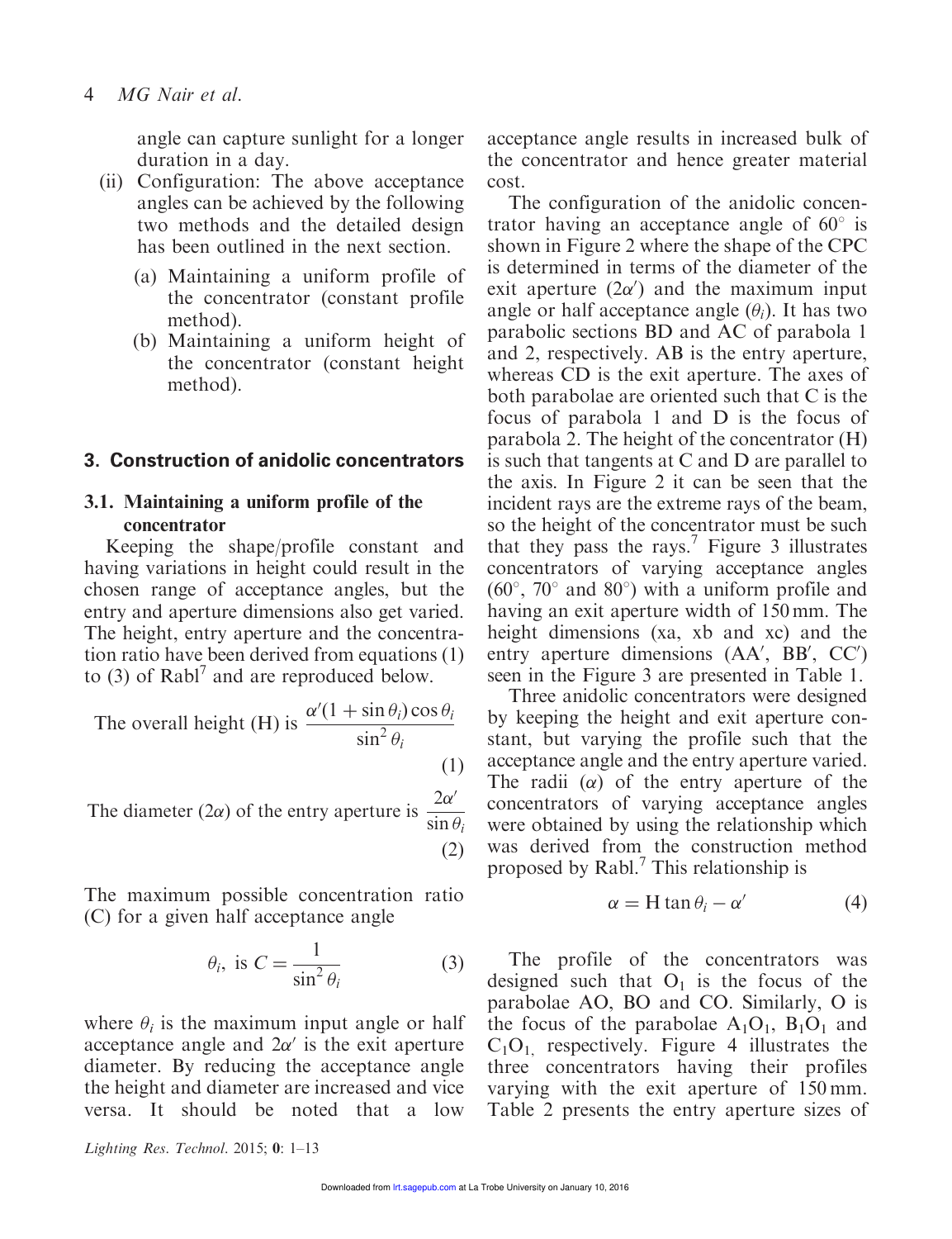angle can capture sunlight for a longer duration in a day.

(ii) Configuration: The above acceptance angles can be achieved by the following two methods and the detailed design has been outlined in the next section.

   (a) Maintaining a uniform profile of the concentrator (constant profile method).

   (b) Maintaining a uniform height of the concentrator (constant height method).

## 3. Construction of anidolic concentrators

### 3.1. Maintaining a uniform profile of the concentrator

Keeping the shape/profile constant and having variations in height could result in the chosen range of acceptance angles, but the entry and aperture dimensions also get varied. The height, entry aperture and the concentration ratio have been derived from equations (1) to (3) of Rabl[7] and are reproduced below.

The overall height (H) is
$$\frac{\alpha'(1+\sin\theta_i)\cos\theta_i}{\sin^2\theta_i} \tag{1}$$

The diameter ($2\alpha$) of the entry aperture is
$$\frac{2\alpha'}{\sin\theta_i} \tag{2}$$

The maximum possible concentration ratio (C) for a given half acceptance angle

$$\theta_i, \text{ is } C = \frac{1}{\sin^2\theta_i} \tag{3}$$

where $\theta_i$ is the maximum input angle or half acceptance angle and $2\alpha'$ is the exit aperture diameter. By reducing the acceptance angle the height and diameter are increased and vice versa. It should be noted that a low acceptance angle results in increased bulk of the concentrator and hence greater material cost.

The configuration of the anidolic concentrator having an acceptance angle of 60° is shown in Figure 2 where the shape of the CPC is determined in terms of the diameter of the exit aperture ($2\alpha'$) and the maximum input angle or half acceptance angle ($\theta_i$). It has two parabolic sections BD and AC of parabola 1 and 2, respectively. AB is the entry aperture, whereas CD is the exit aperture. The axes of both parabolae are oriented such that C is the focus of parabola 1 and D is the focus of parabola 2. The height of the concentrator (H) is such that tangents at C and D are parallel to the axis. In Figure 2 it can be seen that the incident rays are the extreme rays of the beam, so the height of the concentrator must be such that they pass the rays.[7] Figure 3 illustrates concentrators of varying acceptance angles (60°, 70° and 80°) with a uniform profile and having an exit aperture width of 150 mm. The height dimensions (xa, xb and xc) and the entry aperture dimensions (AA′, BB′, CC′) seen in the Figure 3 are presented in Table 1.

Three anidolic concentrators were designed by keeping the height and exit aperture constant, but varying the profile such that the acceptance angle and the entry aperture varied. The radii ($\alpha$) of the entry aperture of the concentrators of varying acceptance angles were obtained by using the relationship which was derived from the construction method proposed by Rabl.[7] This relationship is

$$\alpha = \mathrm{H}\tan\theta_i - \alpha' \tag{4}$$

The profile of the concentrators was designed such that $O_1$ is the focus of the parabolae AO, BO and CO. Similarly, O is the focus of the parabolae $A_1O_1$, $B_1O_1$ and $C_1O_1$, respectively. Figure 4 illustrates the three concentrators having their profiles varying with the exit aperture of 150 mm. Table 2 presents the entry aperture sizes of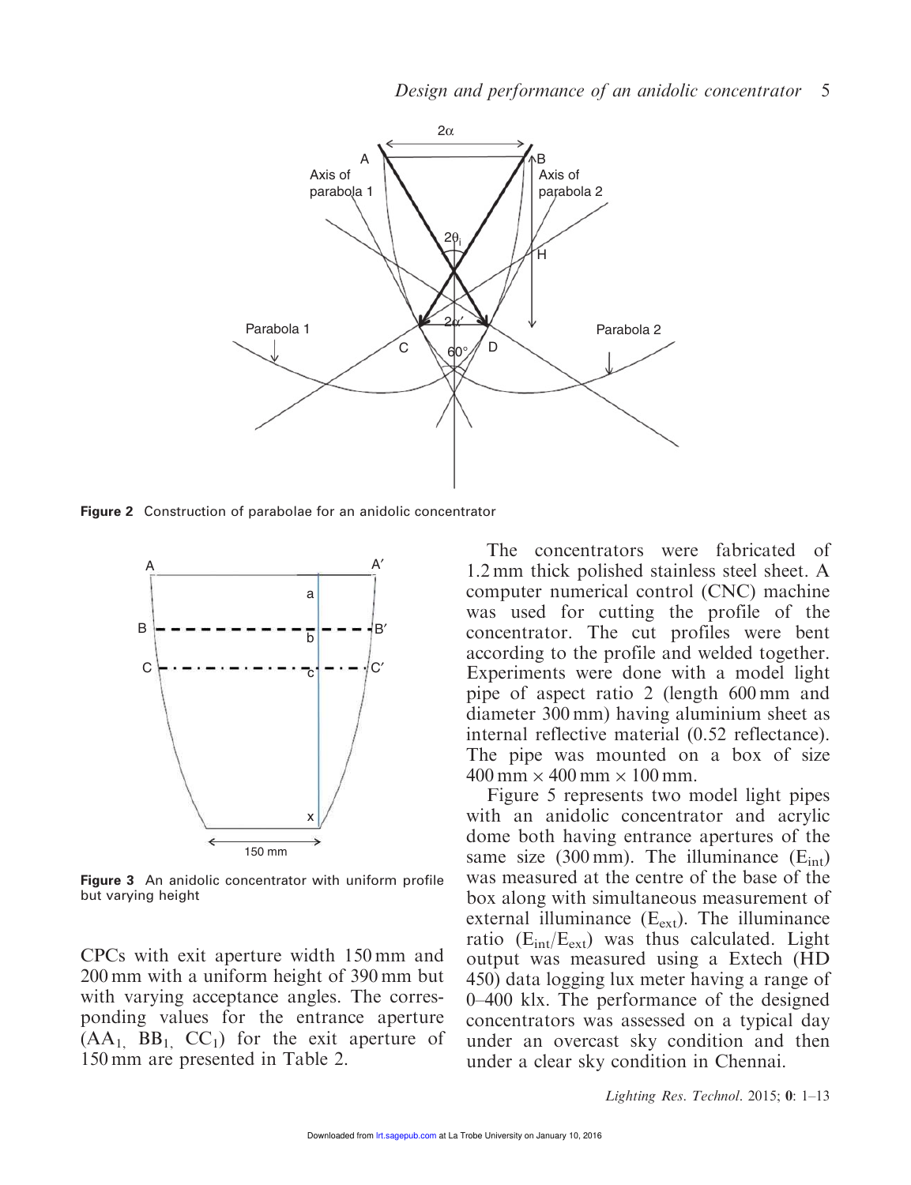Figure 2 Construction of parabolae for an anidolic concentrator

Figure 3 An anidolic concentrator with uniform profile but varying height

CPCs with exit aperture width 150 mm and 200 mm with a uniform height of 390 mm but with varying acceptance angles. The corresponding values for the entrance aperture ($AA_1$, $BB_1$, $CC_1$) for the exit aperture of 150 mm are presented in Table 2.

The concentrators were fabricated of 1.2 mm thick polished stainless steel sheet. A computer numerical control (CNC) machine was used for cutting the profile of the concentrator. The cut profiles were bent according to the profile and welded together. Experiments were done with a model light pipe of aspect ratio 2 (length 600 mm and diameter 300 mm) having aluminium sheet as internal reflective material (0.52 reflectance). The pipe was mounted on a box of size 400 mm × 400 mm × 100 mm.

Figure 5 represents two model light pipes with an anidolic concentrator and acrylic dome both having entrance apertures of the same size (300 mm). The illuminance ($E_{int}$) was measured at the centre of the base of the box along with simultaneous measurement of external illuminance ($E_{ext}$). The illuminance ratio ($E_{int}/E_{ext}$) was thus calculated. Light output was measured using a Extech (HD 450) data logging lux meter having a range of 0–400 klx. The performance of the designed concentrators was assessed on a typical day under an overcast sky condition and then under a clear sky condition in Chennai.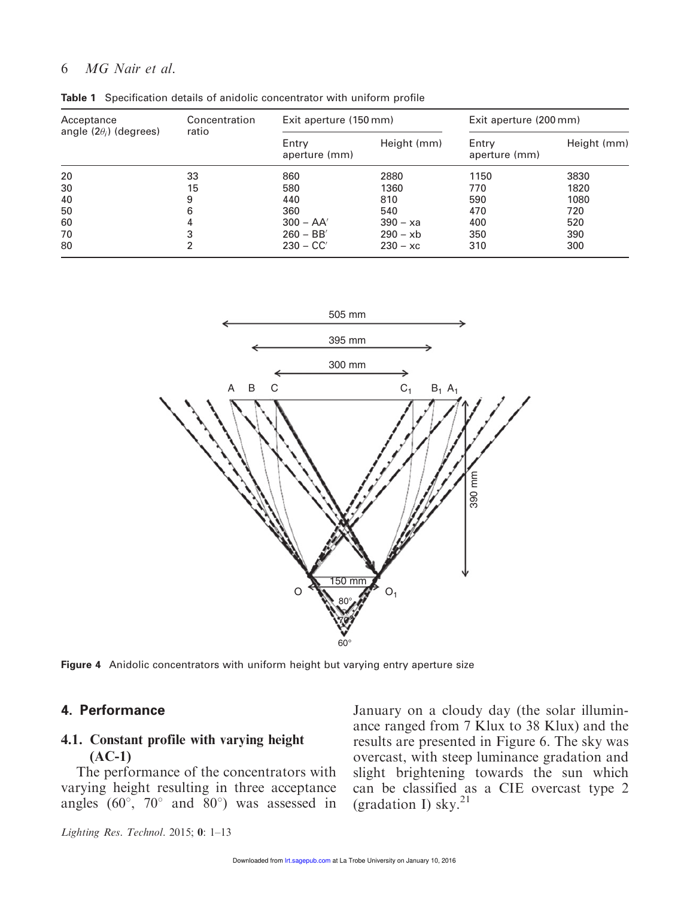**Table 1** Specification details of anidolic concentrator with uniform profile

| Acceptance angle ($2\theta_i$) (degrees) | Concentration ratio | Exit aperture (150 mm) | | Exit aperture (200 mm) | |
|---|---|---|---|---|---|
| | | Entry aperture (mm) | Height (mm) | Entry aperture (mm) | Height (mm) |
| 20 | 33 | 860 | 2880 | 1150 | 3830 |
| 30 | 15 | 580 | 1360 | 770 | 1820 |
| 40 | 9 | 440 | 810 | 590 | 1080 |
| 50 | 6 | 360 | 540 | 470 | 720 |
| 60 | 4 | 300 – AA′ | 390 – xa | 400 | 520 |
| 70 | 3 | 260 – BB′ | 290 – xb | 350 | 390 |
| 80 | 2 | 230 – CC′ | 230 – xc | 310 | 300 |

**Figure 4** Anidolic concentrators with uniform height but varying entry aperture size

## 4. Performance

### 4.1. Constant profile with varying height (AC-1)

The performance of the concentrators with varying height resulting in three acceptance angles (60°, 70° and 80°) was assessed in January on a cloudy day (the solar illuminance ranged from 7 Klux to 38 Klux) and the results are presented in Figure 6. The sky was overcast, with steep luminance gradation and slight brightening towards the sun which can be classified as a CIE overcast type 2 (gradation I) sky.[21]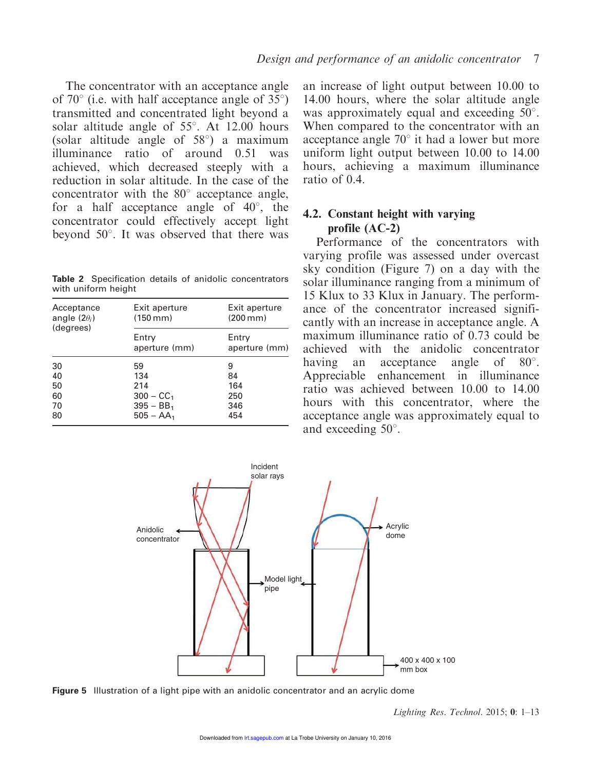The concentrator with an acceptance angle of 70° (i.e. with half acceptance angle of 35°) transmitted and concentrated light beyond a solar altitude angle of 55°. At 12.00 hours (solar altitude angle of 58°) a maximum illuminance ratio of around 0.51 was achieved, which decreased steeply with a reduction in solar altitude. In the case of the concentrator with the 80° acceptance angle, for a half acceptance angle of 40°, the concentrator could effectively accept light beyond 50°. It was observed that there was an increase of light output between 10.00 to 14.00 hours, where the solar altitude angle was approximately equal and exceeding 50°. When compared to the concentrator with an acceptance angle 70° it had a lower but more uniform light output between 10.00 to 14.00 hours, achieving a maximum illuminance ratio of 0.4.

**Table 2** Specification details of anidolic concentrators with uniform height

| Acceptance angle ($2\theta_i$) (degrees) | Exit aperture (150 mm) | Exit aperture (200 mm) |
|---|---|---|
| | Entry aperture (mm) | Entry aperture (mm) |
| 30 | 59 | 9 |
| 40 | 134 | 84 |
| 50 | 214 | 164 |
| 60 | 300 – $CC_1$ | 250 |
| 70 | 395 – $BB_1$ | 346 |
| 80 | 505 – $AA_1$ | 454 |

## 4.2. Constant height with varying profile (AC-2)

Performance of the concentrators with varying profile was assessed under overcast sky condition (Figure 7) on a day with the solar illuminance ranging from a minimum of 15 Klux to 33 Klux in January. The performance of the concentrator increased significantly with an increase in acceptance angle. A maximum illuminance ratio of 0.73 could be achieved with the anidolic concentrator having an acceptance angle of 80°. Appreciable enhancement in illuminance ratio was achieved between 10.00 to 14.00 hours with this concentrator, where the acceptance angle was approximately equal to and exceeding 50°.

**Figure 5** Illustration of a light pipe with an anidolic concentrator and an acrylic dome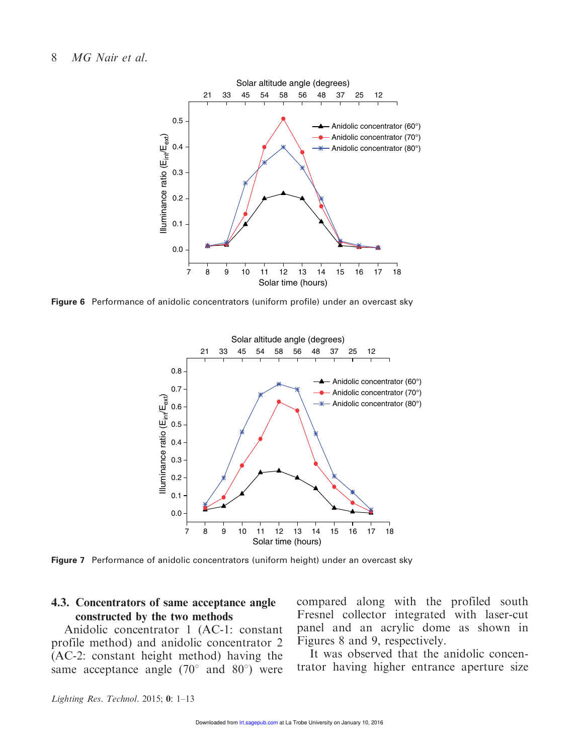Figure 6 Performance of anidolic concentrators (uniform profile) under an overcast sky

Figure 7 Performance of anidolic concentrators (uniform height) under an overcast sky

### 4.3. Concentrators of same acceptance angle constructed by the two methods

Anidolic concentrator 1 (AC-1: constant profile method) and anidolic concentrator 2 (AC-2: constant height method) having the same acceptance angle (70° and 80°) were compared along with the profiled south Fresnel collector integrated with laser-cut panel and an acrylic dome as shown in Figures 8 and 9, respectively.

It was observed that the anidolic concentrator having higher entrance aperture size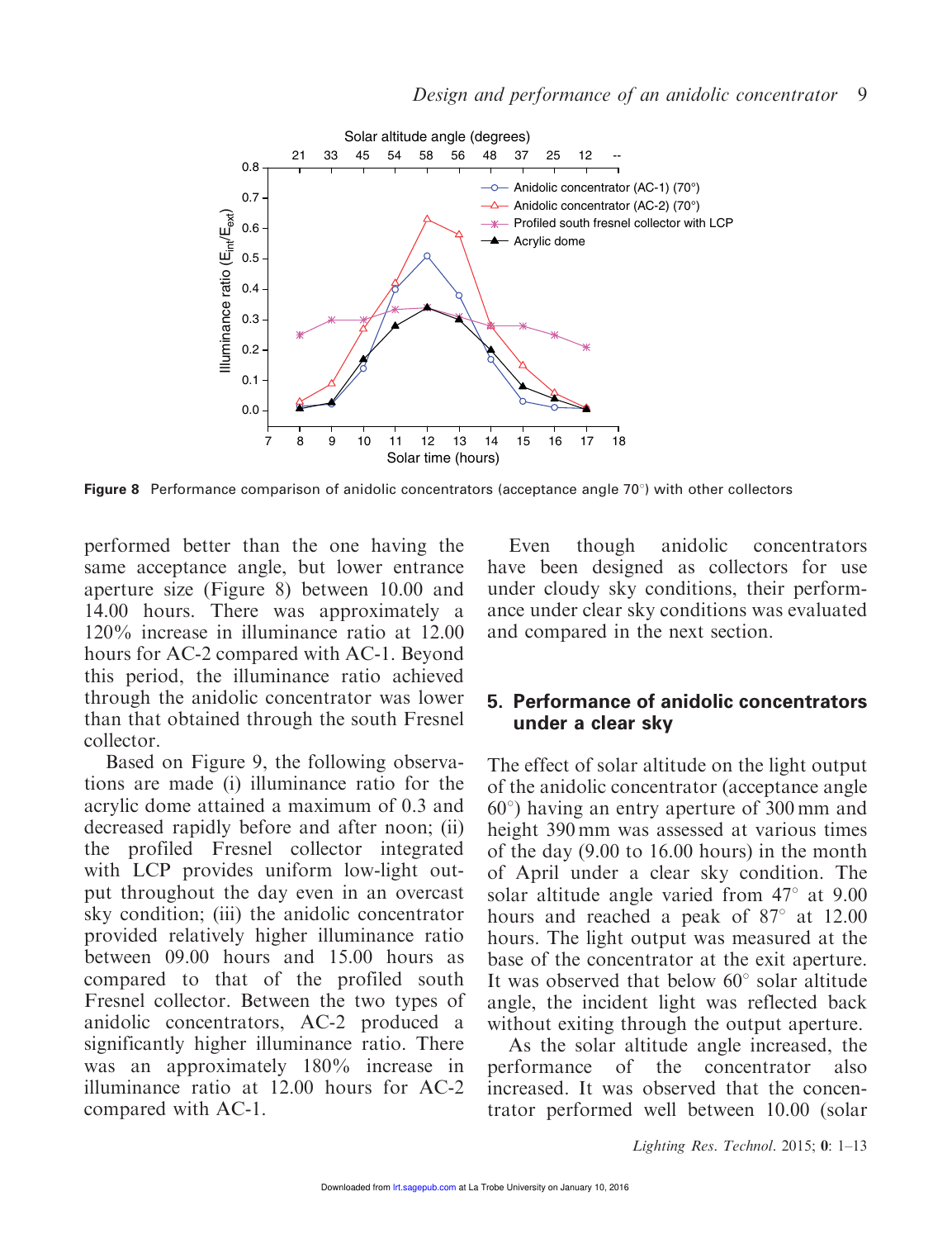**Figure 8** Performance comparison of anidolic concentrators (acceptance angle 70°) with other collectors

performed better than the one having the same acceptance angle, but lower entrance aperture size (Figure 8) between 10.00 and 14.00 hours. There was approximately a 120% increase in illuminance ratio at 12.00 hours for AC-2 compared with AC-1. Beyond this period, the illuminance ratio achieved through the anidolic concentrator was lower than that obtained through the south Fresnel collector.

Based on Figure 9, the following observations are made (i) illuminance ratio for the acrylic dome attained a maximum of 0.3 and decreased rapidly before and after noon; (ii) the profiled Fresnel collector integrated with LCP provides uniform low-light output throughout the day even in an overcast sky condition; (iii) the anidolic concentrator provided relatively higher illuminance ratio between 09.00 hours and 15.00 hours as compared to that of the profiled south Fresnel collector. Between the two types of anidolic concentrators, AC-2 produced a significantly higher illuminance ratio. There was an approximately 180% increase in illuminance ratio at 12.00 hours for AC-2 compared with AC-1.

Even though anidolic concentrators have been designed as collectors for use under cloudy sky conditions, their performance under clear sky conditions was evaluated and compared in the next section.

## 5. Performance of anidolic concentrators under a clear sky

The effect of solar altitude on the light output of the anidolic concentrator (acceptance angle 60°) having an entry aperture of 300 mm and height 390 mm was assessed at various times of the day (9.00 to 16.00 hours) in the month of April under a clear sky condition. The solar altitude angle varied from 47° at 9.00 hours and reached a peak of 87° at 12.00 hours. The light output was measured at the base of the concentrator at the exit aperture. It was observed that below 60° solar altitude angle, the incident light was reflected back without exiting through the output aperture.

As the solar altitude angle increased, the performance of the concentrator also increased. It was observed that the concentrator performed well between 10.00 (solar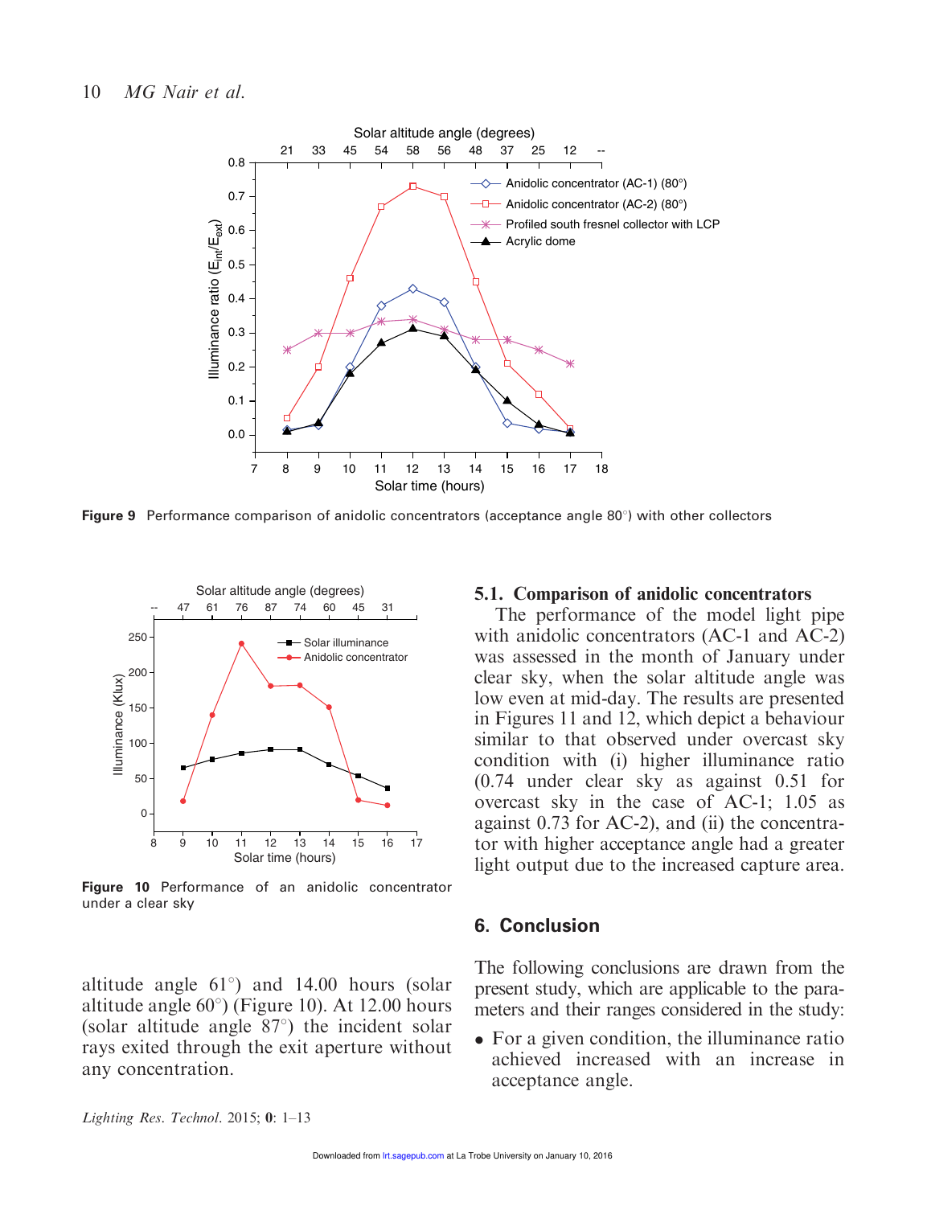Figure 9 Performance comparison of anidolic concentrators (acceptance angle 80°) with other collectors

Figure 10 Performance of an anidolic concentrator under a clear sky

altitude angle 61°) and 14.00 hours (solar altitude angle 60°) (Figure 10). At 12.00 hours (solar altitude angle 87°) the incident solar rays exited through the exit aperture without any concentration.

### 5.1. Comparison of anidolic concentrators

The performance of the model light pipe with anidolic concentrators (AC-1 and AC-2) was assessed in the month of January under clear sky, when the solar altitude angle was low even at mid-day. The results are presented in Figures 11 and 12, which depict a behaviour similar to that observed under overcast sky condition with (i) higher illuminance ratio (0.74 under clear sky as against 0.51 for overcast sky in the case of AC-1; 1.05 as against 0.73 for AC-2), and (ii) the concentrator with higher acceptance angle had a greater light output due to the increased capture area.

## 6. Conclusion

The following conclusions are drawn from the present study, which are applicable to the parameters and their ranges considered in the study:

- For a given condition, the illuminance ratio achieved increased with an increase in acceptance angle.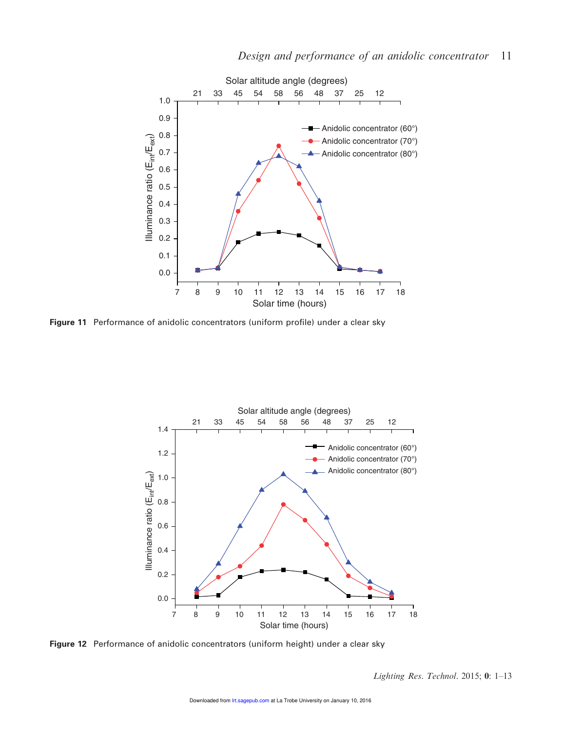Figure 11 Performance of anidolic concentrators (uniform profile) under a clear sky

Figure 12 Performance of anidolic concentrators (uniform height) under a clear sky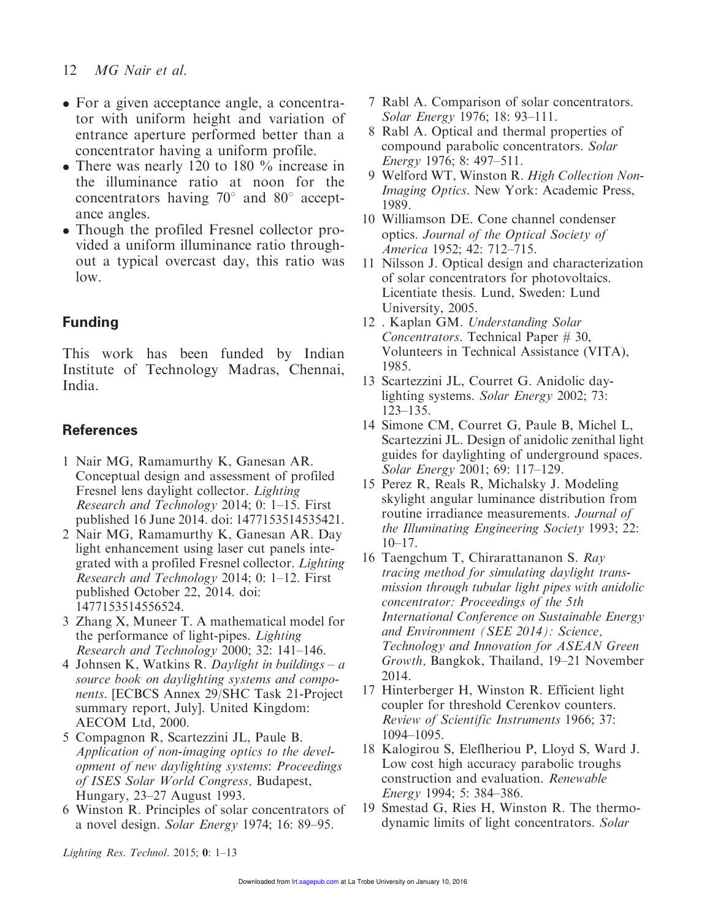- For a given acceptance angle, a concentrator with uniform height and variation of entrance aperture performed better than a concentrator having a uniform profile.
- There was nearly 120 to 180 % increase in the illuminance ratio at noon for the concentrators having 70° and 80° acceptance angles.
- Though the profiled Fresnel collector provided a uniform illuminance ratio throughout a typical overcast day, this ratio was low.

## Funding

This work has been funded by Indian Institute of Technology Madras, Chennai, India.

## References

1. Nair MG, Ramamurthy K, Ganesan AR. Conceptual design and assessment of profiled Fresnel lens daylight collector. *Lighting Research and Technology* 2014; 0: 1–15. First published 16 June 2014. doi: 1477153514535421.
2. Nair MG, Ramamurthy K, Ganesan AR. Day light enhancement using laser cut panels integrated with a profiled Fresnel collector. *Lighting Research and Technology* 2014; 0: 1–12. First published October 22, 2014. doi: 1477153514556524.
3. Zhang X, Muneer T. A mathematical model for the performance of light-pipes. *Lighting Research and Technology* 2000; 32: 141–146.
4. Johnsen K, Watkins R. *Daylight in buildings – a source book on daylighting systems and components*. [ECBCS Annex 29/SHC Task 21-Project summary report, July]. United Kingdom: AECOM Ltd, 2000.
5. Compagnon R, Scartezzini JL, Paule B. *Application of non-imaging optics to the development of new daylighting systems*: *Proceedings of ISES Solar World Congress,* Budapest, Hungary, 23–27 August 1993.
6. Winston R. Principles of solar concentrators of a novel design. *Solar Energy* 1974; 16: 89–95.
7. Rabl A. Comparison of solar concentrators. *Solar Energy* 1976; 18: 93–111.
8. Rabl A. Optical and thermal properties of compound parabolic concentrators. *Solar Energy* 1976; 8: 497–511.
9. Welford WT, Winston R. *High Collection Non-Imaging Optics*. New York: Academic Press, 1989.
10. Williamson DE. Cone channel condenser optics. *Journal of the Optical Society of America* 1952; 42: 712–715.
11. Nilsson J. Optical design and characterization of solar concentrators for photovoltaics. Licentiate thesis. Lund, Sweden: Lund University, 2005.
12. . Kaplan GM. *Understanding Solar Concentrators*. Technical Paper # 30, Volunteers in Technical Assistance (VITA), 1985.
13. Scartezzini JL, Courret G. Anidolic daylighting systems. *Solar Energy* 2002; 73: 123–135.
14. Simone CM, Courret G, Paule B, Michel L, Scartezzini JL. Design of anidolic zenithal light guides for daylighting of underground spaces. *Solar Energy* 2001; 69: 117–129.
15. Perez R, Reals R, Michalsky J. Modeling skylight angular luminance distribution from routine irradiance measurements. *Journal of the Illuminating Engineering Society* 1993; 22: 10–17.
16. Taengchum T, Chirarattananon S. *Ray tracing method for simulating daylight transmission through tubular light pipes with anidolic concentrator: Proceedings of the 5th International Conference on Sustainable Energy and Environment (SEE 2014): Science, Technology and Innovation for ASEAN Green Growth,* Bangkok, Thailand, 19–21 November 2014.
17. Hinterberger H, Winston R. Efficient light coupler for threshold Cerenkov counters. *Review of Scientific Instruments* 1966; 37: 1094–1095.
18. Kalogirou S, Eleflheriou P, Lloyd S, Ward J. Low cost high accuracy parabolic troughs construction and evaluation. *Renewable Energy* 1994; 5: 384–386.
19. Smestad G, Ries H, Winston R. The thermodynamic limits of light concentrators. *Solar*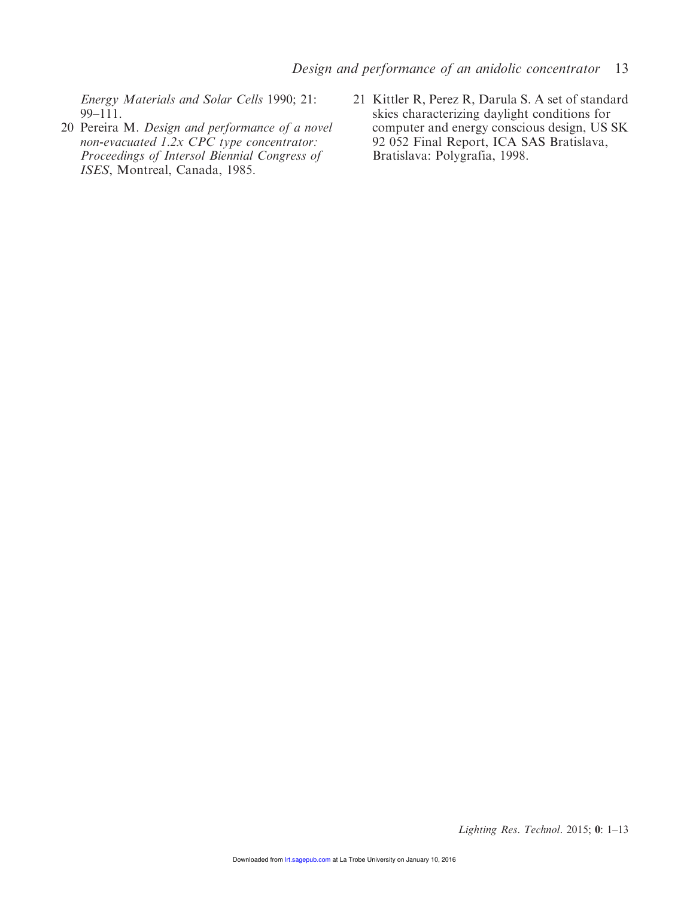*Energy Materials and Solar Cells* 1990; 21: 99–111.

20 Pereira M. *Design and performance of a novel non-evacuated 1.2x CPC type concentrator: Proceedings of Intersol Biennial Congress of ISES*, Montreal, Canada, 1985.

21 Kittler R, Perez R, Darula S. A set of standard skies characterizing daylight conditions for computer and energy conscious design, US SK 92 052 Final Report, ICA SAS Bratislava, Bratislava: Polygrafia, 1998.